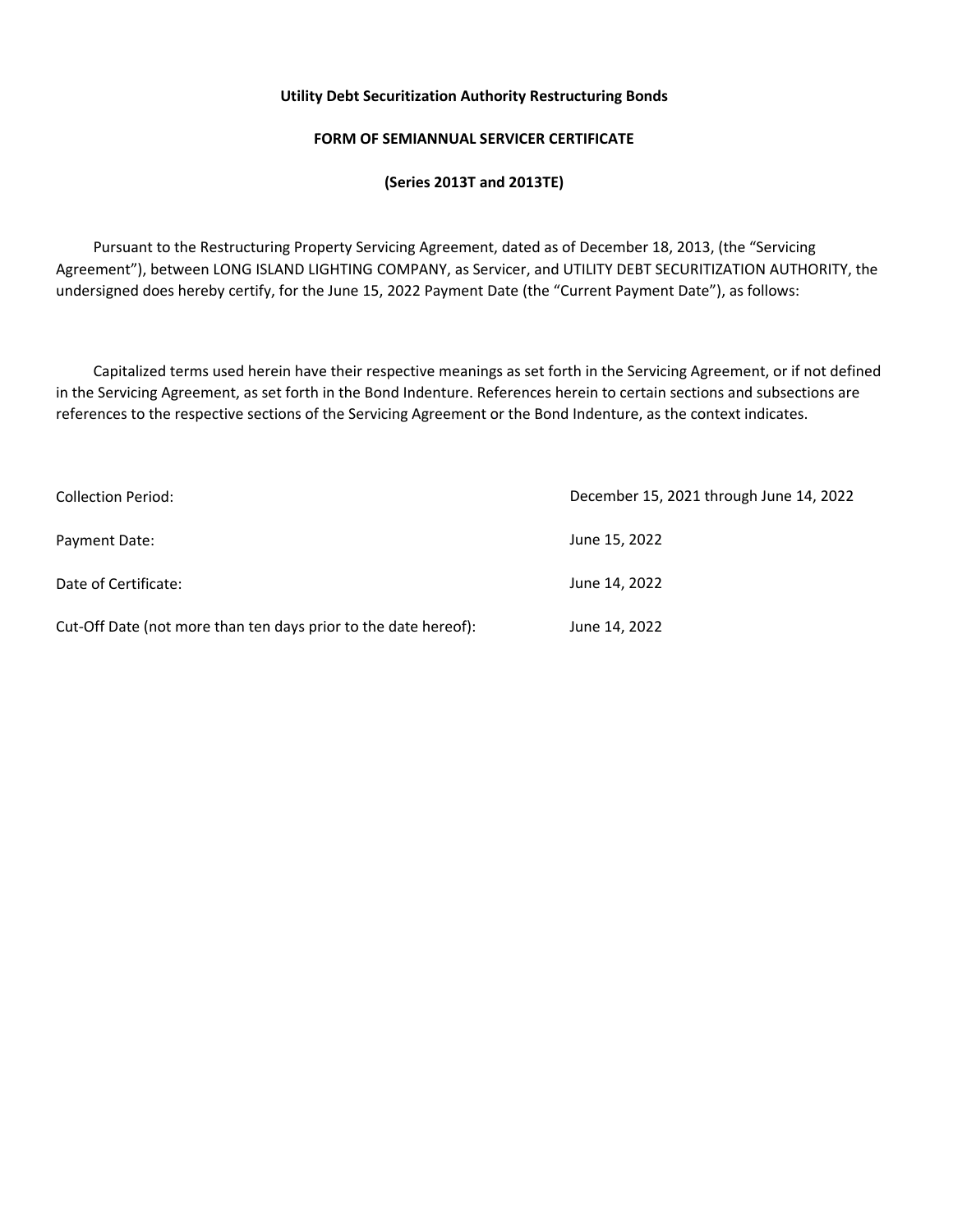**Utility Debt Securitization Authority Restructuring Bonds**

**FORM OF SEMIANNUAL SERVICER CERTIFICATE**

**(Series 2013T and 2013TE)**

Pursuant to the Restructuring Property Servicing Agreement, dated as of December 18, 2013, (the "Servicing Agreement"), between LONG ISLAND LIGHTING COMPANY, as Servicer, and UTILITY DEBT SECURITIZATION AUTHORITY, the undersigned does hereby certify, for the June 15, 2022 Payment Date (the "Current Payment Date"), as follows:

Capitalized terms used herein have their respective meanings as set forth in the Servicing Agreement, or if not defined in the Servicing Agreement, as set forth in the Bond Indenture. References herein to certain sections and subsections are references to the respective sections of the Servicing Agreement or the Bond Indenture, as the context indicates.

| | |
|---|---|
| Collection Period: | December 15, 2021 through June 14, 2022 |
| Payment Date: | June 15, 2022 |
| Date of Certificate: | June 14, 2022 |
| Cut-Off Date (not more than ten days prior to the date hereof): | June 14, 2022 |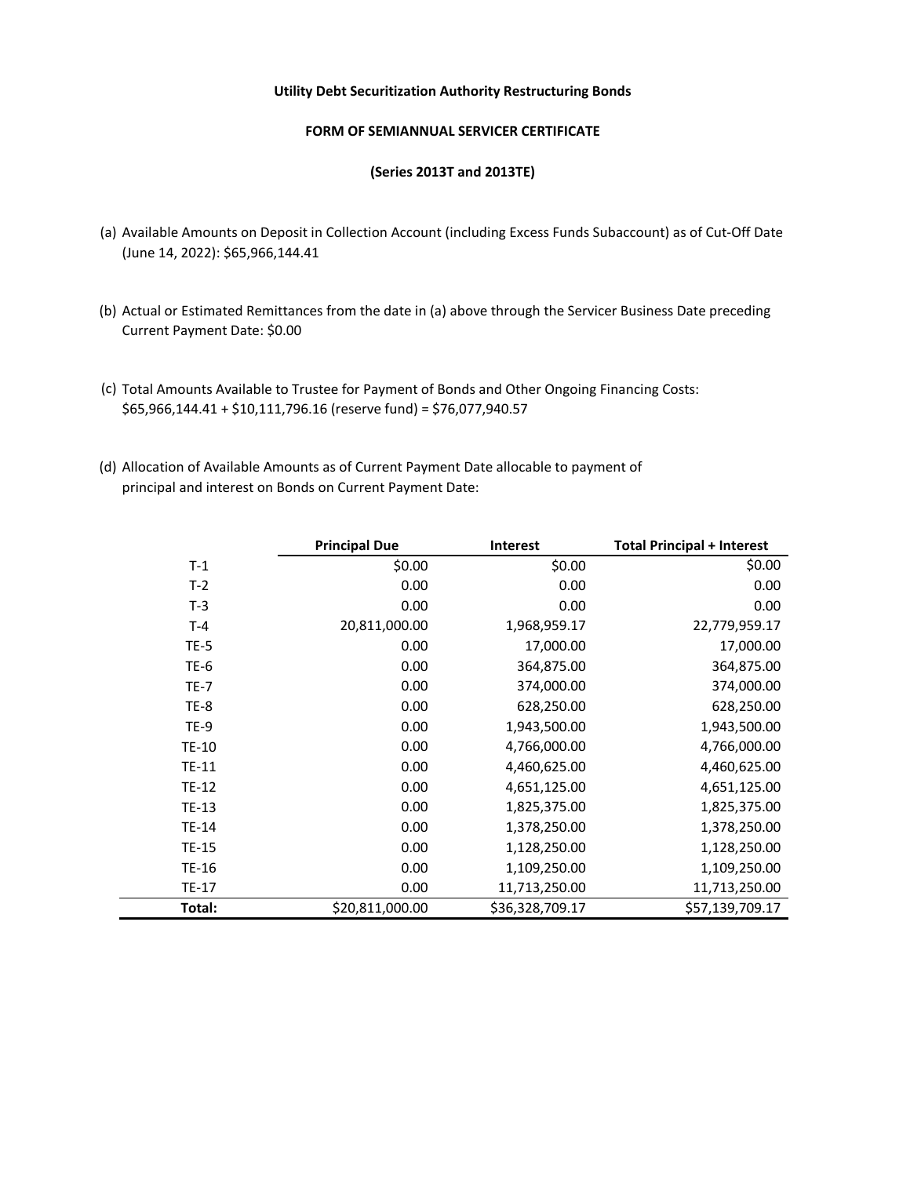**Utility Debt Securitization Authority Restructuring Bonds**

**FORM OF SEMIANNUAL SERVICER CERTIFICATE**

**(Series 2013T and 2013TE)**

(a) Available Amounts on Deposit in Collection Account (including Excess Funds Subaccount) as of Cut-Off Date (June 14, 2022): $65,966,144.41

(b) Actual or Estimated Remittances from the date in (a) above through the Servicer Business Date preceding Current Payment Date: $0.00

(c) Total Amounts Available to Trustee for Payment of Bonds and Other Ongoing Financing Costs: $65,966,144.41 + $10,111,796.16 (reserve fund) = $76,077,940.57

(d) Allocation of Available Amounts as of Current Payment Date allocable to payment of principal and interest on Bonds on Current Payment Date:

| | Principal Due | Interest | Total Principal + Interest |
|---|---|---|---|
| T-1 | $0.00 | $0.00 | $0.00 |
| T-2 | 0.00 | 0.00 | 0.00 |
| T-3 | 0.00 | 0.00 | 0.00 |
| T-4 | 20,811,000.00 | 1,968,959.17 | 22,779,959.17 |
| TE-5 | 0.00 | 17,000.00 | 17,000.00 |
| TE-6 | 0.00 | 364,875.00 | 364,875.00 |
| TE-7 | 0.00 | 374,000.00 | 374,000.00 |
| TE-8 | 0.00 | 628,250.00 | 628,250.00 |
| TE-9 | 0.00 | 1,943,500.00 | 1,943,500.00 |
| TE-10 | 0.00 | 4,766,000.00 | 4,766,000.00 |
| TE-11 | 0.00 | 4,460,625.00 | 4,460,625.00 |
| TE-12 | 0.00 | 4,651,125.00 | 4,651,125.00 |
| TE-13 | 0.00 | 1,825,375.00 | 1,825,375.00 |
| TE-14 | 0.00 | 1,378,250.00 | 1,378,250.00 |
| TE-15 | 0.00 | 1,128,250.00 | 1,128,250.00 |
| TE-16 | 0.00 | 1,109,250.00 | 1,109,250.00 |
| TE-17 | 0.00 | 11,713,250.00 | 11,713,250.00 |
| **Total:** | $20,811,000.00 | $36,328,709.17 | $57,139,709.17 |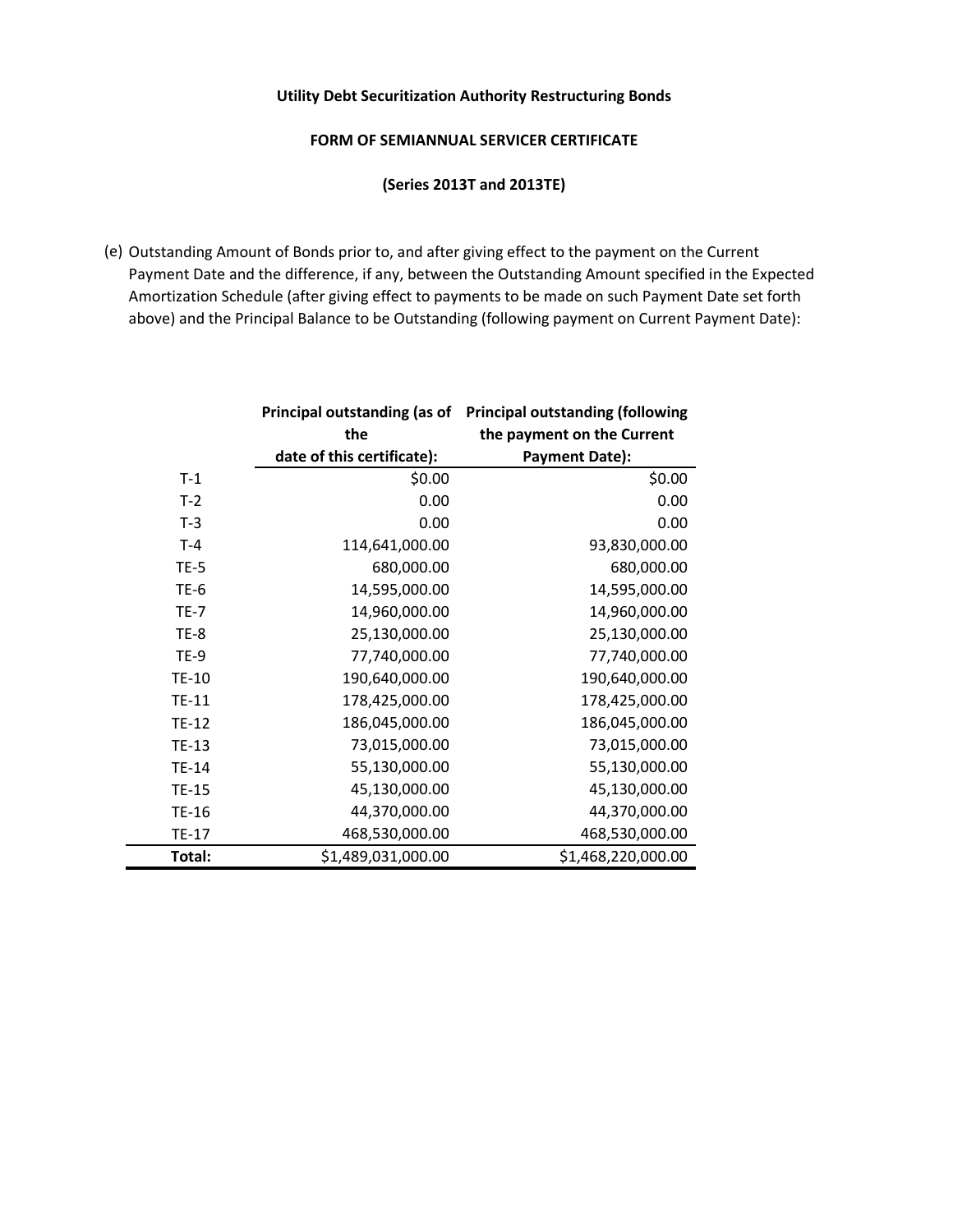**Utility Debt Securitization Authority Restructuring Bonds**

**FORM OF SEMIANNUAL SERVICER CERTIFICATE**

**(Series 2013T and 2013TE)**

(e) Outstanding Amount of Bonds prior to, and after giving effect to the payment on the Current Payment Date and the difference, if any, between the Outstanding Amount specified in the Expected Amortization Schedule (after giving effect to payments to be made on such Payment Date set forth above) and the Principal Balance to be Outstanding (following payment on Current Payment Date):

| | Principal outstanding (as of the date of this certificate): | Principal outstanding (following the payment on the Current Payment Date): |
|---|---|---|
| T-1 | $0.00 | $0.00 |
| T-2 | 0.00 | 0.00 |
| T-3 | 0.00 | 0.00 |
| T-4 | 114,641,000.00 | 93,830,000.00 |
| TE-5 | 680,000.00 | 680,000.00 |
| TE-6 | 14,595,000.00 | 14,595,000.00 |
| TE-7 | 14,960,000.00 | 14,960,000.00 |
| TE-8 | 25,130,000.00 | 25,130,000.00 |
| TE-9 | 77,740,000.00 | 77,740,000.00 |
| TE-10 | 190,640,000.00 | 190,640,000.00 |
| TE-11 | 178,425,000.00 | 178,425,000.00 |
| TE-12 | 186,045,000.00 | 186,045,000.00 |
| TE-13 | 73,015,000.00 | 73,015,000.00 |
| TE-14 | 55,130,000.00 | 55,130,000.00 |
| TE-15 | 45,130,000.00 | 45,130,000.00 |
| TE-16 | 44,370,000.00 | 44,370,000.00 |
| TE-17 | 468,530,000.00 | 468,530,000.00 |
| **Total:** | $1,489,031,000.00 | $1,468,220,000.00 |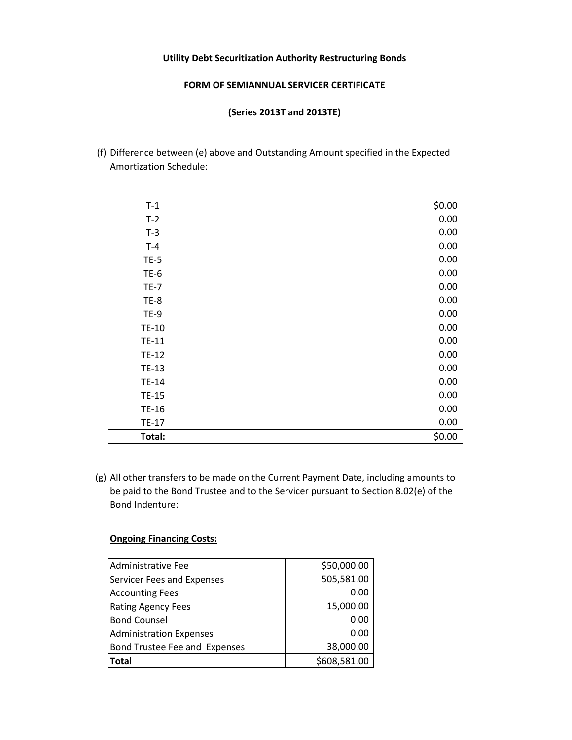**Utility Debt Securitization Authority Restructuring Bonds**

**FORM OF SEMIANNUAL SERVICER CERTIFICATE**

**(Series 2013T and 2013TE)**

(f) Difference between (e) above and Outstanding Amount specified in the Expected Amortization Schedule:

| | |
|---|---|
| T-1 | $0.00 |
| T-2 | 0.00 |
| T-3 | 0.00 |
| T-4 | 0.00 |
| TE-5 | 0.00 |
| TE-6 | 0.00 |
| TE-7 | 0.00 |
| TE-8 | 0.00 |
| TE-9 | 0.00 |
| TE-10 | 0.00 |
| TE-11 | 0.00 |
| TE-12 | 0.00 |
| TE-13 | 0.00 |
| TE-14 | 0.00 |
| TE-15 | 0.00 |
| TE-16 | 0.00 |
| TE-17 | 0.00 |
| **Total:** | $0.00 |

(g) All other transfers to be made on the Current Payment Date, including amounts to be paid to the Bond Trustee and to the Servicer pursuant to Section 8.02(e) of the Bond Indenture:

**Ongoing Financing Costs:**

| | |
|---|---|
| Administrative Fee | $50,000.00 |
| Servicer Fees and Expenses | 505,581.00 |
| Accounting Fees | 0.00 |
| Rating Agency Fees | 15,000.00 |
| Bond Counsel | 0.00 |
| Administration Expenses | 0.00 |
| Bond Trustee Fee and Expenses | 38,000.00 |
| **Total** | $608,581.00 |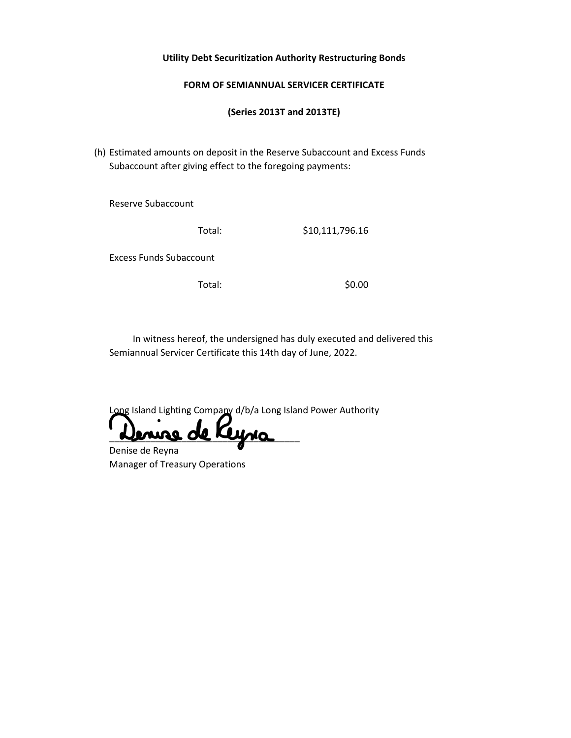**Utility Debt Securitization Authority Restructuring Bonds**

**FORM OF SEMIANNUAL SERVICER CERTIFICATE**

**(Series 2013T and 2013TE)**

(h) Estimated amounts on deposit in the Reserve Subaccount and Excess Funds Subaccount after giving effect to the foregoing payments:

Reserve Subaccount

| | |
|---|---|
| Total: | $10,111,796.16 |

Excess Funds Subaccount

| | |
|---|---|
| Total: | $0.00 |

In witness hereof, the undersigned has duly executed and delivered this Semiannual Servicer Certificate this 14th day of June, 2022.

Long Island Lighting Company d/b/a Long Island Power Authority

Denise de Reyna

\_\_\_\_\_\_\_\_\_\_\_\_\_\_\_\_\_\_\_\_\_\_\_\_\_\_\_\_\_\_\_\_

Denise de Reyna
Manager of Treasury Operations